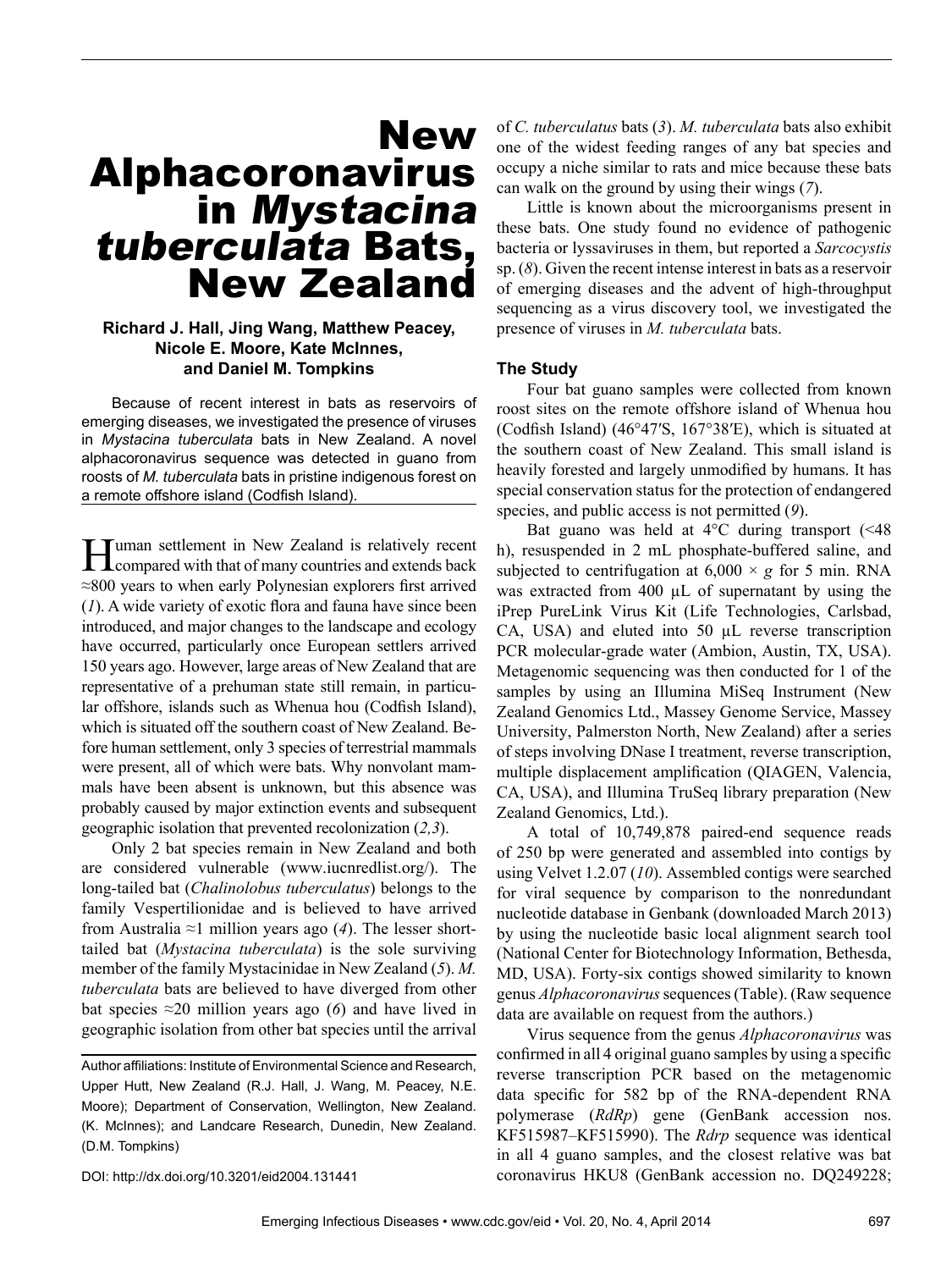# New Alphacoronavirus in *Mystacina tuberculata* Bats, New Zealand

**Richard J. Hall, Jing Wang, Matthew Peacey, Nicole E. Moore, Kate McInnes, and Daniel M. Tompkins**

Because of recent interest in bats as reservoirs of emerging diseases, we investigated the presence of viruses in *Mystacina tuberculata* bats in New Zealand. A novel alphacoronavirus sequence was detected in guano from roosts of *M. tuberculata* bats in pristine indigenous forest on a remote offshore island (Codfish Island).

Human settlement in New Zealand is relatively recent compared with that of many countries and extends back ≈800 years to when early Polynesian explorers first arrived (*1*). A wide variety of exotic flora and fauna have since been introduced, and major changes to the landscape and ecology have occurred, particularly once European settlers arrived 150 years ago. However, large areas of New Zealand that are representative of a prehuman state still remain, in particular offshore, islands such as Whenua hou (Codfish Island), which is situated off the southern coast of New Zealand. Before human settlement, only 3 species of terrestrial mammals were present, all of which were bats. Why nonvolant mammals have been absent is unknown, but this absence was probably caused by major extinction events and subsequent geographic isolation that prevented recolonization (*2,3*).

Only 2 bat species remain in New Zealand and both are considered vulnerable (www.iucnredlist.org/). The long-tailed bat (*Chalinolobus tuberculatus*) belongs to the family Vespertilionidae and is believed to have arrived from Australia ≈1 million years ago (*4*). The lesser short-tailed bat (*Mystacina tuberculata*) is the sole surviving member of the family Mystacinidae in New Zealand (*5*). *M. tuberculata* bats are believed to have diverged from other bat species ≈20 million years ago (*6*) and have lived in geographic isolation from other bat species until the arrival of *C. tuberculatus* bats (*3*). *M. tuberculata* bats also exhibit one of the widest feeding ranges of any bat species and occupy a niche similar to rats and mice because these bats can walk on the ground by using their wings (*7*).

Little is known about the microorganisms present in these bats. One study found no evidence of pathogenic bacteria or lyssaviruses in them, but reported a *Sarcocystis* sp. (*8*). Given the recent intense interest in bats as a reservoir of emerging diseases and the advent of high-throughput sequencing as a virus discovery tool, we investigated the presence of viruses in *M. tuberculata* bats.

Author affiliations: Institute of Environmental Science and Research, Upper Hutt, New Zealand (R.J. Hall, J. Wang, M. Peacey, N.E. Moore); Department of Conservation, Wellington, New Zealand. (K. McInnes); and Landcare Research, Dunedin, New Zealand. (D.M. Tompkins)

DOI: http://dx.doi.org/10.3201/eid2004.131441

## The Study

Four bat guano samples were collected from known roost sites on the remote offshore island of Whenua hou (Codfish Island) (46°47′S, 167°38′E), which is situated at the southern coast of New Zealand. This small island is heavily forested and largely unmodified by humans. It has special conservation status for the protection of endangered species, and public access is not permitted (*9*).

Bat guano was held at 4°C during transport (<48 h), resuspended in 2 mL phosphate-buffered saline, and subjected to centrifugation at 6,000 × *g* for 5 min. RNA was extracted from 400 µL of supernatant by using the iPrep PureLink Virus Kit (Life Technologies, Carlsbad, CA, USA) and eluted into 50 µL reverse transcription PCR molecular-grade water (Ambion, Austin, TX, USA). Metagenomic sequencing was then conducted for 1 of the samples by using an Illumina MiSeq Instrument (New Zealand Genomics Ltd., Massey Genome Service, Massey University, Palmerston North, New Zealand) after a series of steps involving DNase I treatment, reverse transcription, multiple displacement amplification (QIAGEN, Valencia, CA, USA), and Illumina TruSeq library preparation (New Zealand Genomics, Ltd.).

A total of 10,749,878 paired-end sequence reads of 250 bp were generated and assembled into contigs by using Velvet 1.2.07 (*10*). Assembled contigs were searched for viral sequence by comparison to the nonredundant nucleotide database in Genbank (downloaded March 2013) by using the nucleotide basic local alignment search tool (National Center for Biotechnology Information, Bethesda, MD, USA). Forty-six contigs showed similarity to known genus *Alphacoronavirus* sequences (Table). (Raw sequence data are available on request from the authors.)

Virus sequence from the genus *Alphacoronavirus* was confirmed in all 4 original guano samples by using a specific reverse transcription PCR based on the metagenomic data specific for 582 bp of the RNA-dependent RNA polymerase (*RdRp*) gene (GenBank accession nos. KF515987–KF515990). The *Rdrp* sequence was identical in all 4 guano samples, and the closest relative was bat coronavirus HKU8 (GenBank accession no. DQ249228;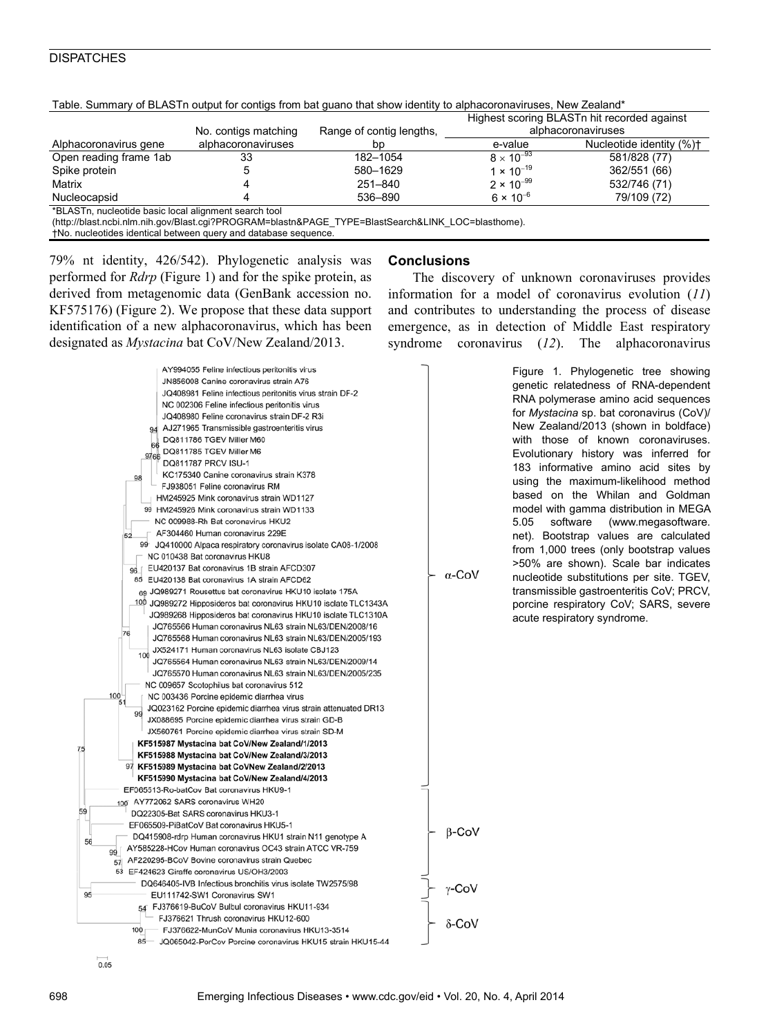Table. Summary of BLASTn output for contigs from bat guano that show identity to alphacoronaviruses, New Zealand*

| Alphacoronavirus gene | No. contigs matching alphacoronaviruses | Range of contig lengths, bp | Highest scoring BLASTn hit recorded against alphacoronaviruses | |
|---|---|---|---|---|
| | | | e-value | Nucleotide identity (%)† |
| Open reading frame 1ab | 33 | 182–1054 | $8 \times 10^{-93}$ | 581/828 (77) |
| Spike protein | 5 | 580–1629 | $1 \times 10^{-19}$ | 362/551 (66) |
| Matrix | 4 | 251–840 | $2 \times 10^{-99}$ | 532/746 (71) |
| Nucleocapsid | 4 | 536–890 | $6 \times 10^{-6}$ | 79/109 (72) |

*BLASTn, nucleotide basic local alignment search tool (http://blast.ncbi.nlm.nih.gov/Blast.cgi?PROGRAM=blastn&PAGE_TYPE=BlastSearch&LINK_LOC=blasthome).
†No. nucleotides identical between query and database sequence.

79% nt identity, 426/542). Phylogenetic analysis was performed for *Rdrp* (Figure 1) and for the spike protein, as derived from metagenomic data (GenBank accession no. KF575176) (Figure 2). We propose that these data support identification of a new alphacoronavirus, which has been designated as *Mystacina* bat CoV/New Zealand/2013.

## Conclusions

The discovery of unknown coronaviruses provides information for a model of coronavirus evolution (*11*) and contributes to understanding the process of disease emergence, as in detection of Middle East respiratory syndrome coronavirus (*12*). The alphacoronavirus

Figure 1. Phylogenetic tree showing genetic relatedness of RNA-dependent RNA polymerase amino acid sequences for *Mystacina* sp. bat coronavirus (CoV)/New Zealand/2013 (shown in boldface) with those of known coronaviruses. Evolutionary history was inferred for 183 informative amino acid sites by using the maximum-likelihood method based on the Whilan and Goldman model with gamma distribution in MEGA 5.05 software (www.megasoftware.net). Bootstrap values are calculated from 1,000 trees (only bootstrap values >50% are shown). Scale bar indicates nucleotide substitutions per site. TGEV, transmissible gastroenteritis CoV; PRCV, porcine respiratory CoV; SARS, severe acute respiratory syndrome.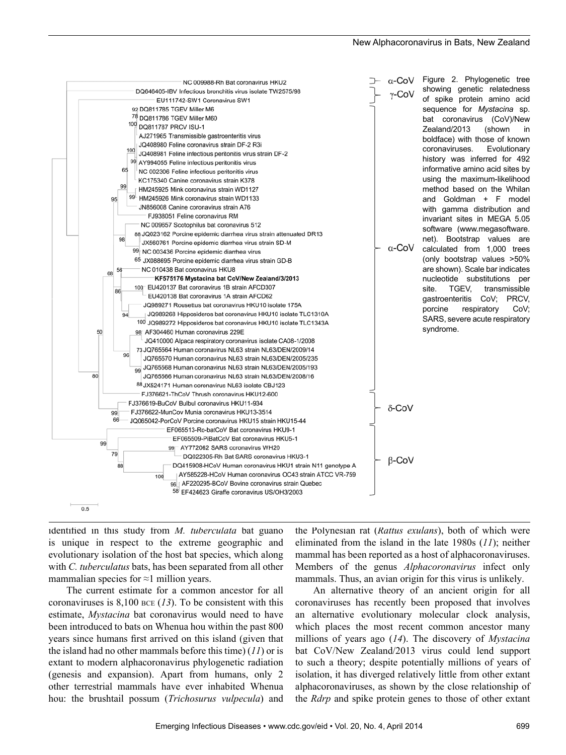Figure 2. Phylogenetic tree showing genetic relatedness of spike protein amino acid sequence for *Mystacina* sp. bat coronavirus (CoV)/New Zealand/2013 (shown in boldface) with those of known coronaviruses. Evolutionary history was inferred for 492 informative amino acid sites by using the maximum-likelihood method based on the Whilan and Goldman + F model with gamma distribution and invariant sites in MEGA 5.05 software (www.megasoftware.net). Bootstrap values are calculated from 1,000 trees (only bootstrap values >50% are shown). Scale bar indicates nucleotide substitutions per site. TGEV, transmissible gastroenteritis CoV; PRCV, porcine respiratory CoV; SARS, severe acute respiratory syndrome.

identified in this study from *M. tuberculata* bat guano is unique in respect to the extreme geographic and evolutionary isolation of the host bat species, which along with *C. tuberculatus* bats, has been separated from all other mammalian species for ≈1 million years.

The current estimate for a common ancestor for all coronaviruses is 8,100 BCE (*13*). To be consistent with this estimate, *Mystacina* bat coronavirus would need to have been introduced to bats on Whenua hou within the past 800 years since humans first arrived on this island (given that the island had no other mammals before this time) (*11*) or is extant to modern alphacoronavirus phylogenetic radiation (genesis and expansion). Apart from humans, only 2 other terrestrial mammals have ever inhabited Whenua hou: the brushtail possum (*Trichosurus vulpecula*) and the Polynesian rat (*Rattus exulans*), both of which were eliminated from the island in the late 1980s (*11*); neither mammal has been reported as a host of alphacoronaviruses. Members of the genus *Alphacoronavirus* infect only mammals. Thus, an avian origin for this virus is unlikely.

An alternative theory of an ancient origin for all coronaviruses has recently been proposed that involves an alternative evolutionary molecular clock analysis, which places the most recent common ancestor many millions of years ago (*14*). The discovery of *Mystacina* bat CoV/New Zealand/2013 virus could lend support to such a theory; despite potentially millions of years of isolation, it has diverged relatively little from other extant alphacoronaviruses, as shown by the close relationship of the *Rdrp* and spike protein genes to those of other extant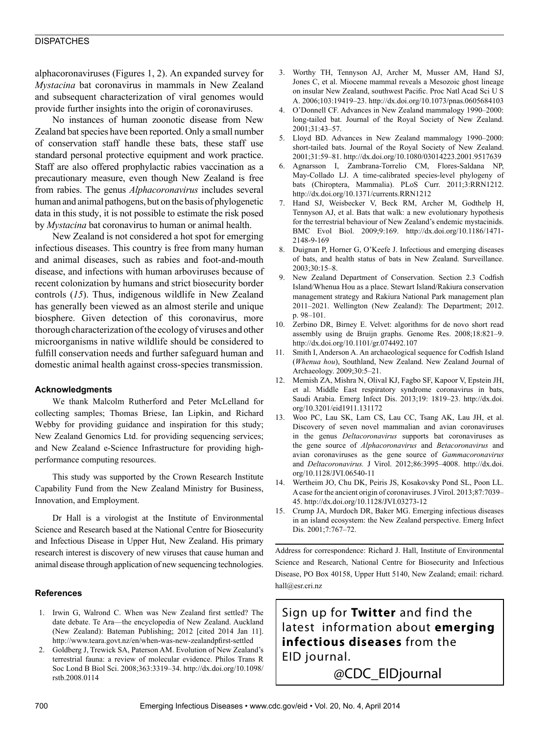alphacoronaviruses (Figures 1, 2). An expanded survey for *Mystacina* bat coronavirus in mammals in New Zealand and subsequent characterization of viral genomes would provide further insights into the origin of coronaviruses.

No instances of human zoonotic disease from New Zealand bat species have been reported. Only a small number of conservation staff handle these bats, these staff use standard personal protective equipment and work practice. Staff are also offered prophylactic rabies vaccination as a precautionary measure, even though New Zealand is free from rabies. The genus *Alphacoronavirus* includes several human and animal pathogens, but on the basis of phylogenetic data in this study, it is not possible to estimate the risk posed by *Mystacina* bat coronavirus to human or animal health.

New Zealand is not considered a hot spot for emerging infectious diseases. This country is free from many human and animal diseases, such as rabies and foot-and-mouth disease, and infections with human arboviruses because of recent colonization by humans and strict biosecurity border controls (*15*). Thus, indigenous wildlife in New Zealand has generally been viewed as an almost sterile and unique biosphere. Given detection of this coronavirus, more thorough characterization of the ecology of viruses and other microorganisms in native wildlife should be considered to fulfill conservation needs and further safeguard human and domestic animal health against cross-species transmission.

### Acknowledgments

We thank Malcolm Rutherford and Peter McLelland for collecting samples; Thomas Briese, Ian Lipkin, and Richard Webby for providing guidance and inspiration for this study; New Zealand Genomics Ltd. for providing sequencing services; and New Zealand e-Science Infrastructure for providing high-performance computing resources.

This study was supported by the Crown Research Institute Capability Fund from the New Zealand Ministry for Business, Innovation, and Employment.

Dr Hall is a virologist at the Institute of Environmental Science and Research based at the National Centre for Biosecurity and Infectious Disease in Upper Hut, New Zealand. His primary research interest is discovery of new viruses that cause human and animal disease through application of new sequencing technologies.

### References

1. Irwin G, Walrond C. When was New Zealand first settled? The date debate. Te Ara—the encyclopedia of New Zealand. Auckland (New Zealand): Bateman Publishing; 2012 [cited 2014 Jan 11]. http://www.teara.govt.nz/en/when-was-new-zealandpfirst-settled
2. Goldberg J, Trewick SA, Paterson AM. Evolution of New Zealand's terrestrial fauna: a review of molecular evidence. Philos Trans R Soc Lond B Biol Sci. 2008;363:3319–34. http://dx.doi.org/10.1098/rstb.2008.0114
3. Worthy TH, Tennyson AJ, Archer M, Musser AM, Hand SJ, Jones C, et al. Miocene mammal reveals a Mesozoic ghost lineage on insular New Zealand, southwest Pacific. Proc Natl Acad Sci U S A. 2006;103:19419–23. http://dx.doi.org/10.1073/pnas.0605684103
4. O'Donnell CF. Advances in New Zealand mammalogy 1990–2000: long-tailed bat. Journal of the Royal Society of New Zealand. 2001;31:43–57.
5. Lloyd BD. Advances in New Zealand mammalogy 1990–2000: short-tailed bats. Journal of the Royal Society of New Zealand. 2001;31:59–81. http://dx.doi.org/10.1080/03014223.2001.9517639
6. Agnarsson I, Zambrana-Torrelio CM, Flores-Saldana NP, May-Collado LJ. A time-calibrated species-level phylogeny of bats (Chiroptera, Mammalia). PLoS Curr. 2011;3:RRN1212. http://dx.doi.org/10.1371/currents.RRN1212
7. Hand SJ, Weisbecker V, Beck RM, Archer M, Godthelp H, Tennyson AJ, et al. Bats that walk: a new evolutionary hypothesis for the terrestrial behaviour of New Zealand's endemic mystacinids. BMC Evol Biol. 2009;9:169. http://dx.doi.org/10.1186/1471-2148-9-169
8. Duignan P, Horner G, O'Keefe J. Infectious and emerging diseases of bats, and health status of bats in New Zealand. Surveillance. 2003;30:15–8.
9. New Zealand Department of Conservation. Section 2.3 Codfish Island/Whenua Hou as a place. Stewart Island/Rakiura conservation management strategy and Rakiura National Park management plan 2011–2021. Wellington (New Zealand): The Department; 2012. p. 98–101.
10. Zerbino DR, Birney E. Velvet: algorithms for de novo short read assembly using de Bruijn graphs. Genome Res. 2008;18:821–9. http://dx.doi.org/10.1101/gr.074492.107
11. Smith I, Anderson A. An archaeological sequence for Codfish Island (*Whenua hou*), Southland, New Zealand. New Zealand Journal of Archaeology. 2009;30:5–21.
12. Memish ZA, Mishra N, Olival KJ, Fagbo SF, Kapoor V, Epstein JH, et al. Middle East respiratory syndrome coronavirus in bats, Saudi Arabia. Emerg Infect Dis. 2013;19: 1819–23. http://dx.doi.org/10.3201/eid1911.131172
13. Woo PC, Lau SK, Lam CS, Lau CC, Tsang AK, Lau JH, et al. Discovery of seven novel mammalian and avian coronaviruses in the genus *Deltacoronavirus* supports bat coronaviruses as the gene source of *Alphacoronavirus* and *Betacoronavirus* and avian coronaviruses as the gene source of *Gammacoronavirus* and *Deltacoronavirus.* J Virol. 2012;86:3995–4008. http://dx.doi.org/10.1128/JVI.06540-11
14. Wertheim JO, Chu DK, Peiris JS, Kosakovsky Pond SL, Poon LL. A case for the ancient origin of coronaviruses. J Virol. 2013;87:7039–45. http://dx.doi.org/10.1128/JVI.03273-12
15. Crump JA, Murdoch DR, Baker MG. Emerging infectious diseases in an island ecosystem: the New Zealand perspective. Emerg Infect Dis. 2001;7:767–72.

Address for correspondence: Richard J. Hall, Institute of Environmental Science and Research, National Centre for Biosecurity and Infectious Disease, PO Box 40158, Upper Hutt 5140, New Zealand; email: richard.hall@esr.cri.nz

Sign up for **Twitter** and find the latest information about **emerging infectious diseases** from the EID journal.

@CDC_EIDjournal